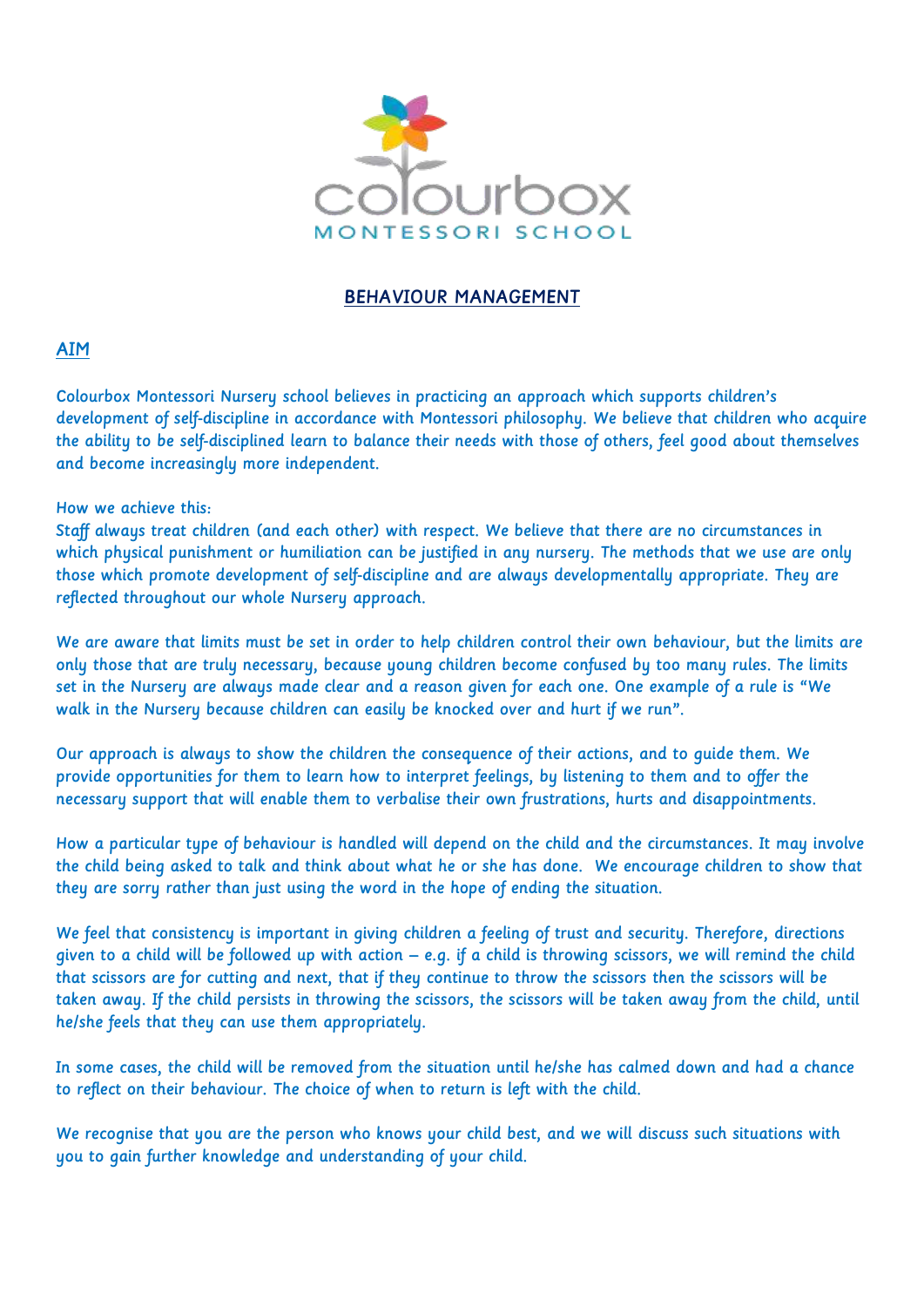colourbox

MONTESSORI SCHOOL

# BEHAVIOUR MANAGEMENT

## AIM

Colourbox Montessori Nursery school believes in practicing an approach which supports children's development of self-discipline in accordance with Montessori philosophy. We believe that children who acquire the ability to be self-disciplined learn to balance their needs with those of others, feel good about themselves and become increasingly more independent.

How we achieve this:
Staff always treat children (and each other) with respect. We believe that there are no circumstances in which physical punishment or humiliation can be justified in any nursery. The methods that we use are only those which promote development of self-discipline and are always developmentally appropriate. They are reflected throughout our whole Nursery approach.

We are aware that limits must be set in order to help children control their own behaviour, but the limits are only those that are truly necessary, because young children become confused by too many rules. The limits set in the Nursery are always made clear and a reason given for each one. One example of a rule is "We walk in the Nursery because children can easily be knocked over and hurt if we run".

Our approach is always to show the children the consequence of their actions, and to guide them. We provide opportunities for them to learn how to interpret feelings, by listening to them and to offer the necessary support that will enable them to verbalise their own frustrations, hurts and disappointments.

How a particular type of behaviour is handled will depend on the child and the circumstances. It may involve the child being asked to talk and think about what he or she has done. We encourage children to show that they are sorry rather than just using the word in the hope of ending the situation.

We feel that consistency is important in giving children a feeling of trust and security. Therefore, directions given to a child will be followed up with action – e.g. if a child is throwing scissors, we will remind the child that scissors are for cutting and next, that if they continue to throw the scissors then the scissors will be taken away. If the child persists in throwing the scissors, the scissors will be taken away from the child, until he/she feels that they can use them appropriately.

In some cases, the child will be removed from the situation until he/she has calmed down and had a chance to reflect on their behaviour. The choice of when to return is left with the child.

We recognise that you are the person who knows your child best, and we will discuss such situations with you to gain further knowledge and understanding of your child.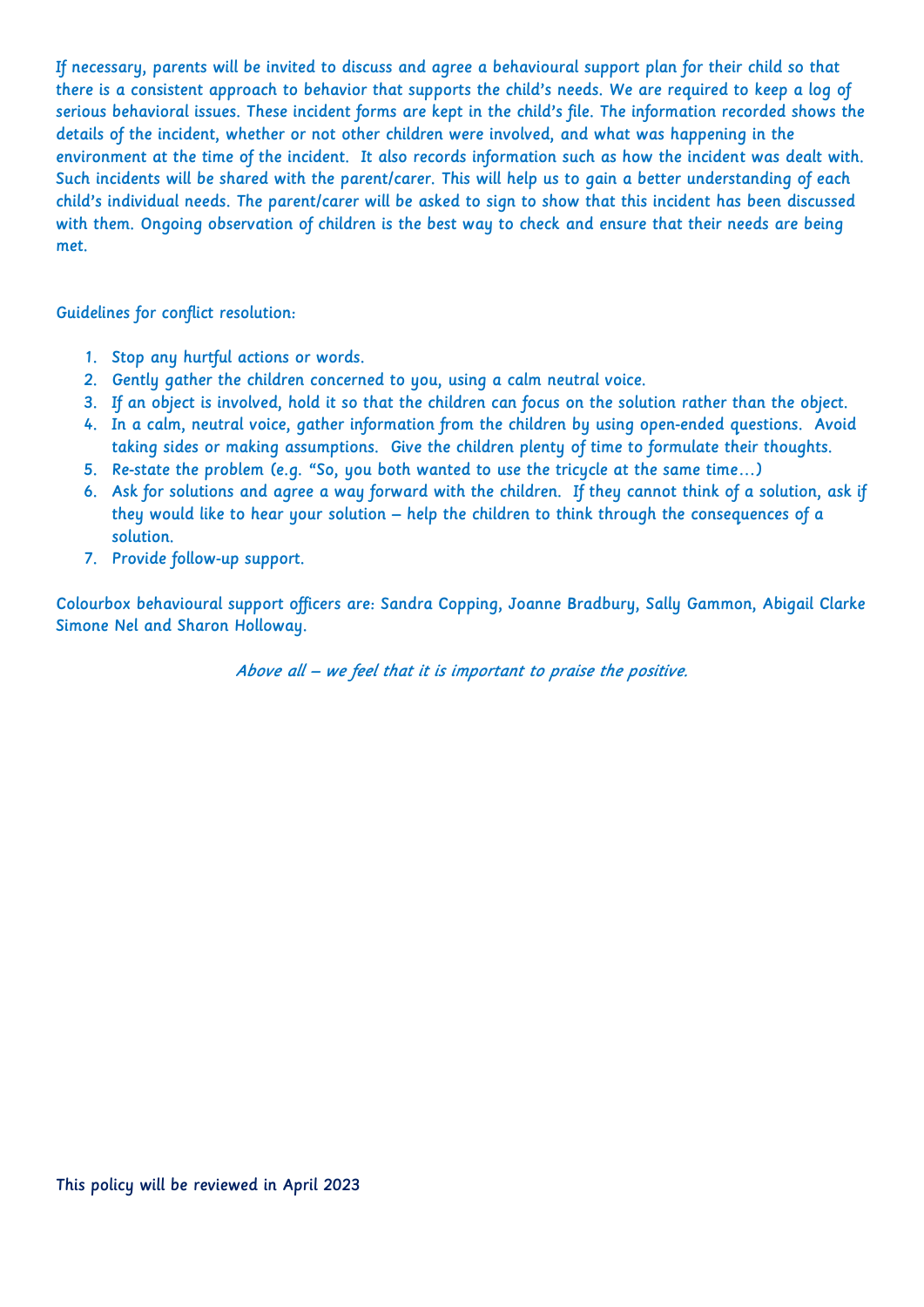If necessary, parents will be invited to discuss and agree a behavioural support plan for their child so that there is a consistent approach to behavior that supports the child's needs. We are required to keep a log of serious behavioral issues. These incident forms are kept in the child's file. The information recorded shows the details of the incident, whether or not other children were involved, and what was happening in the environment at the time of the incident. It also records information such as how the incident was dealt with. Such incidents will be shared with the parent/carer. This will help us to gain a better understanding of each child's individual needs. The parent/carer will be asked to sign to show that this incident has been discussed with them. Ongoing observation of children is the best way to check and ensure that their needs are being met.

Guidelines for conflict resolution:

1. Stop any hurtful actions or words.
2. Gently gather the children concerned to you, using a calm neutral voice.
3. If an object is involved, hold it so that the children can focus on the solution rather than the object.
4. In a calm, neutral voice, gather information from the children by using open-ended questions. Avoid taking sides or making assumptions. Give the children plenty of time to formulate their thoughts.
5. Re-state the problem (e.g. "So, you both wanted to use the tricycle at the same time…)
6. Ask for solutions and agree a way forward with the children. If they cannot think of a solution, ask if they would like to hear your solution – help the children to think through the consequences of a solution.
7. Provide follow-up support.

Colourbox behavioural support officers are: Sandra Copping, Joanne Bradbury, Sally Gammon, Abigail Clarke Simone Nel and Sharon Holloway.

*Above all – we feel that it is important to praise the positive.*

This policy will be reviewed in April 2023